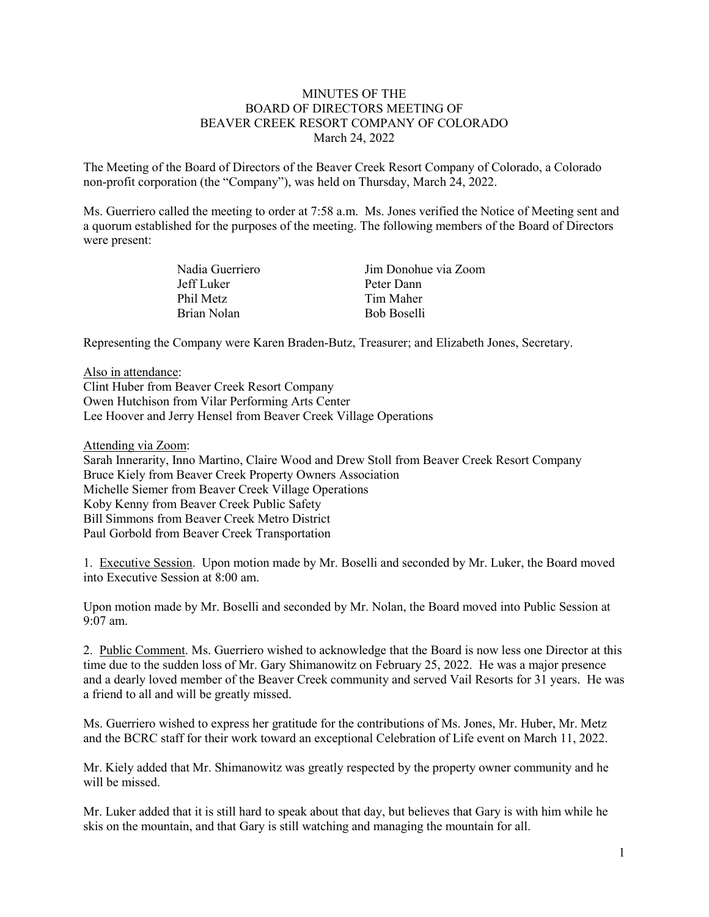# MINUTES OF THE BOARD OF DIRECTORS MEETING OF BEAVER CREEK RESORT COMPANY OF COLORADO

March 24, 2022

The Meeting of the Board of Directors of the Beaver Creek Resort Company of Colorado, a Colorado non-profit corporation (the "Company"), was held on Thursday, March 24, 2022.

Ms. Guerriero called the meeting to order at 7:58 a.m. Ms. Jones verified the Notice of Meeting sent and a quorum established for the purposes of the meeting. The following members of the Board of Directors were present:

| | |
|---|---|
| Nadia Guerriero | Jim Donohue via Zoom |
| Jeff Luker | Peter Dann |
| Phil Metz | Tim Maher |
| Brian Nolan | Bob Boselli |

Representing the Company were Karen Braden-Butz, Treasurer; and Elizabeth Jones, Secretary.

Also in attendance:

Clint Huber from Beaver Creek Resort Company
Owen Hutchison from Vilar Performing Arts Center
Lee Hoover and Jerry Hensel from Beaver Creek Village Operations

Attending via Zoom:

Sarah Innerarity, Inno Martino, Claire Wood and Drew Stoll from Beaver Creek Resort Company
Bruce Kiely from Beaver Creek Property Owners Association
Michelle Siemer from Beaver Creek Village Operations
Koby Kenny from Beaver Creek Public Safety
Bill Simmons from Beaver Creek Metro District
Paul Gorbold from Beaver Creek Transportation

1. Executive Session. Upon motion made by Mr. Boselli and seconded by Mr. Luker, the Board moved into Executive Session at 8:00 am.

Upon motion made by Mr. Boselli and seconded by Mr. Nolan, the Board moved into Public Session at 9:07 am.

2. Public Comment. Ms. Guerriero wished to acknowledge that the Board is now less one Director at this time due to the sudden loss of Mr. Gary Shimanowitz on February 25, 2022. He was a major presence and a dearly loved member of the Beaver Creek community and served Vail Resorts for 31 years. He was a friend to all and will be greatly missed.

Ms. Guerriero wished to express her gratitude for the contributions of Ms. Jones, Mr. Huber, Mr. Metz and the BCRC staff for their work toward an exceptional Celebration of Life event on March 11, 2022.

Mr. Kiely added that Mr. Shimanowitz was greatly respected by the property owner community and he will be missed.

Mr. Luker added that it is still hard to speak about that day, but believes that Gary is with him while he skis on the mountain, and that Gary is still watching and managing the mountain for all.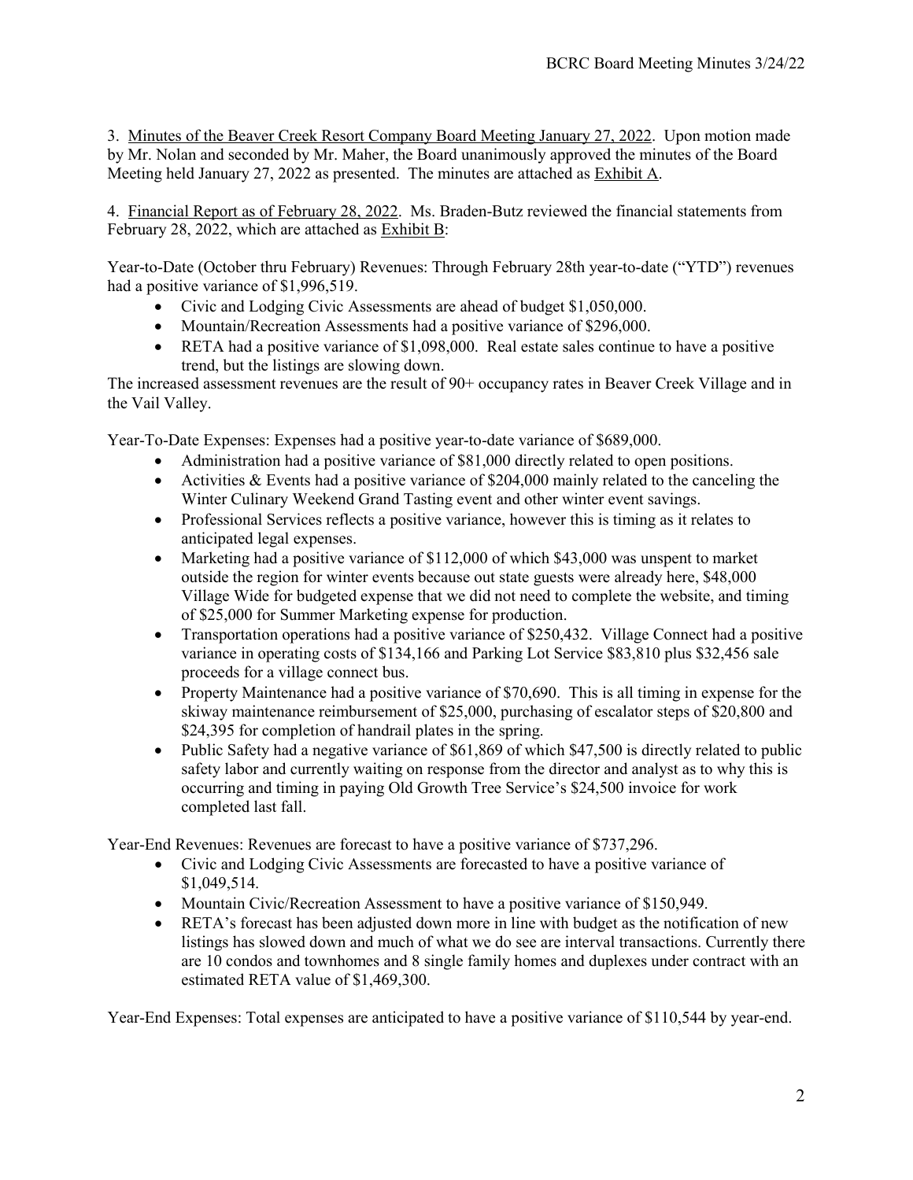3. Minutes of the Beaver Creek Resort Company Board Meeting January 27, 2022. Upon motion made by Mr. Nolan and seconded by Mr. Maher, the Board unanimously approved the minutes of the Board Meeting held January 27, 2022 as presented. The minutes are attached as Exhibit A.

4. Financial Report as of February 28, 2022. Ms. Braden-Butz reviewed the financial statements from February 28, 2022, which are attached as Exhibit B:

Year-to-Date (October thru February) Revenues: Through February 28th year-to-date ("YTD") revenues had a positive variance of $1,996,519.

- Civic and Lodging Civic Assessments are ahead of budget $1,050,000.
- Mountain/Recreation Assessments had a positive variance of $296,000.
- RETA had a positive variance of $1,098,000. Real estate sales continue to have a positive trend, but the listings are slowing down.

The increased assessment revenues are the result of 90+ occupancy rates in Beaver Creek Village and in the Vail Valley.

Year-To-Date Expenses: Expenses had a positive year-to-date variance of $689,000.

- Administration had a positive variance of $81,000 directly related to open positions.
- Activities & Events had a positive variance of $204,000 mainly related to the canceling the Winter Culinary Weekend Grand Tasting event and other winter event savings.
- Professional Services reflects a positive variance, however this is timing as it relates to anticipated legal expenses.
- Marketing had a positive variance of $112,000 of which $43,000 was unspent to market outside the region for winter events because out state guests were already here, $48,000 Village Wide for budgeted expense that we did not need to complete the website, and timing of $25,000 for Summer Marketing expense for production.
- Transportation operations had a positive variance of $250,432. Village Connect had a positive variance in operating costs of $134,166 and Parking Lot Service $83,810 plus $32,456 sale proceeds for a village connect bus.
- Property Maintenance had a positive variance of $70,690. This is all timing in expense for the skiway maintenance reimbursement of $25,000, purchasing of escalator steps of $20,800 and $24,395 for completion of handrail plates in the spring.
- Public Safety had a negative variance of $61,869 of which $47,500 is directly related to public safety labor and currently waiting on response from the director and analyst as to why this is occurring and timing in paying Old Growth Tree Service's $24,500 invoice for work completed last fall.

Year-End Revenues: Revenues are forecast to have a positive variance of $737,296.

- Civic and Lodging Civic Assessments are forecasted to have a positive variance of $1,049,514.
- Mountain Civic/Recreation Assessment to have a positive variance of $150,949.
- RETA's forecast has been adjusted down more in line with budget as the notification of new listings has slowed down and much of what we do see are interval transactions. Currently there are 10 condos and townhomes and 8 single family homes and duplexes under contract with an estimated RETA value of $1,469,300.

Year-End Expenses: Total expenses are anticipated to have a positive variance of $110,544 by year-end.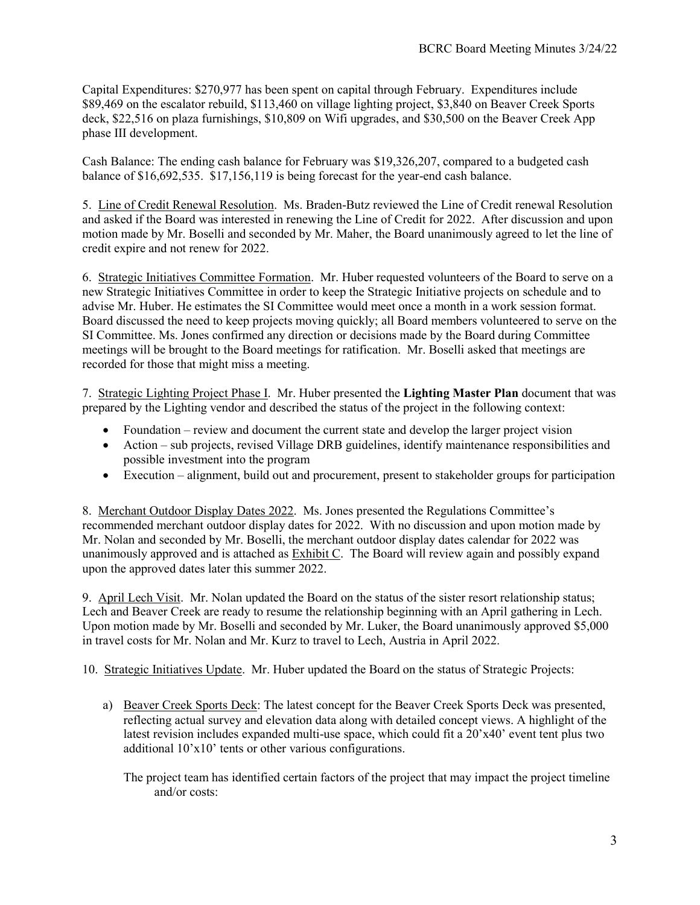Capital Expenditures: $270,977 has been spent on capital through February. Expenditures include $89,469 on the escalator rebuild, $113,460 on village lighting project, $3,840 on Beaver Creek Sports deck, $22,516 on plaza furnishings, $10,809 on Wifi upgrades, and $30,500 on the Beaver Creek App phase III development.

Cash Balance: The ending cash balance for February was $19,326,207, compared to a budgeted cash balance of $16,692,535. $17,156,119 is being forecast for the year-end cash balance.

5. Line of Credit Renewal Resolution. Ms. Braden-Butz reviewed the Line of Credit renewal Resolution and asked if the Board was interested in renewing the Line of Credit for 2022. After discussion and upon motion made by Mr. Boselli and seconded by Mr. Maher, the Board unanimously agreed to let the line of credit expire and not renew for 2022.

6. Strategic Initiatives Committee Formation. Mr. Huber requested volunteers of the Board to serve on a new Strategic Initiatives Committee in order to keep the Strategic Initiative projects on schedule and to advise Mr. Huber. He estimates the SI Committee would meet once a month in a work session format. Board discussed the need to keep projects moving quickly; all Board members volunteered to serve on the SI Committee. Ms. Jones confirmed any direction or decisions made by the Board during Committee meetings will be brought to the Board meetings for ratification. Mr. Boselli asked that meetings are recorded for those that might miss a meeting.

7. Strategic Lighting Project Phase I. Mr. Huber presented the **Lighting Master Plan** document that was prepared by the Lighting vendor and described the status of the project in the following context:

- Foundation – review and document the current state and develop the larger project vision
- Action – sub projects, revised Village DRB guidelines, identify maintenance responsibilities and possible investment into the program
- Execution – alignment, build out and procurement, present to stakeholder groups for participation

8. Merchant Outdoor Display Dates 2022. Ms. Jones presented the Regulations Committee's recommended merchant outdoor display dates for 2022. With no discussion and upon motion made by Mr. Nolan and seconded by Mr. Boselli, the merchant outdoor display dates calendar for 2022 was unanimously approved and is attached as Exhibit C. The Board will review again and possibly expand upon the approved dates later this summer 2022.

9. April Lech Visit. Mr. Nolan updated the Board on the status of the sister resort relationship status; Lech and Beaver Creek are ready to resume the relationship beginning with an April gathering in Lech. Upon motion made by Mr. Boselli and seconded by Mr. Luker, the Board unanimously approved $5,000 in travel costs for Mr. Nolan and Mr. Kurz to travel to Lech, Austria in April 2022.

10. Strategic Initiatives Update. Mr. Huber updated the Board on the status of Strategic Projects:

a) Beaver Creek Sports Deck: The latest concept for the Beaver Creek Sports Deck was presented, reflecting actual survey and elevation data along with detailed concept views. A highlight of the latest revision includes expanded multi-use space, which could fit a 20'x40' event tent plus two additional 10'x10' tents or other various configurations.

   The project team has identified certain factors of the project that may impact the project timeline and/or costs: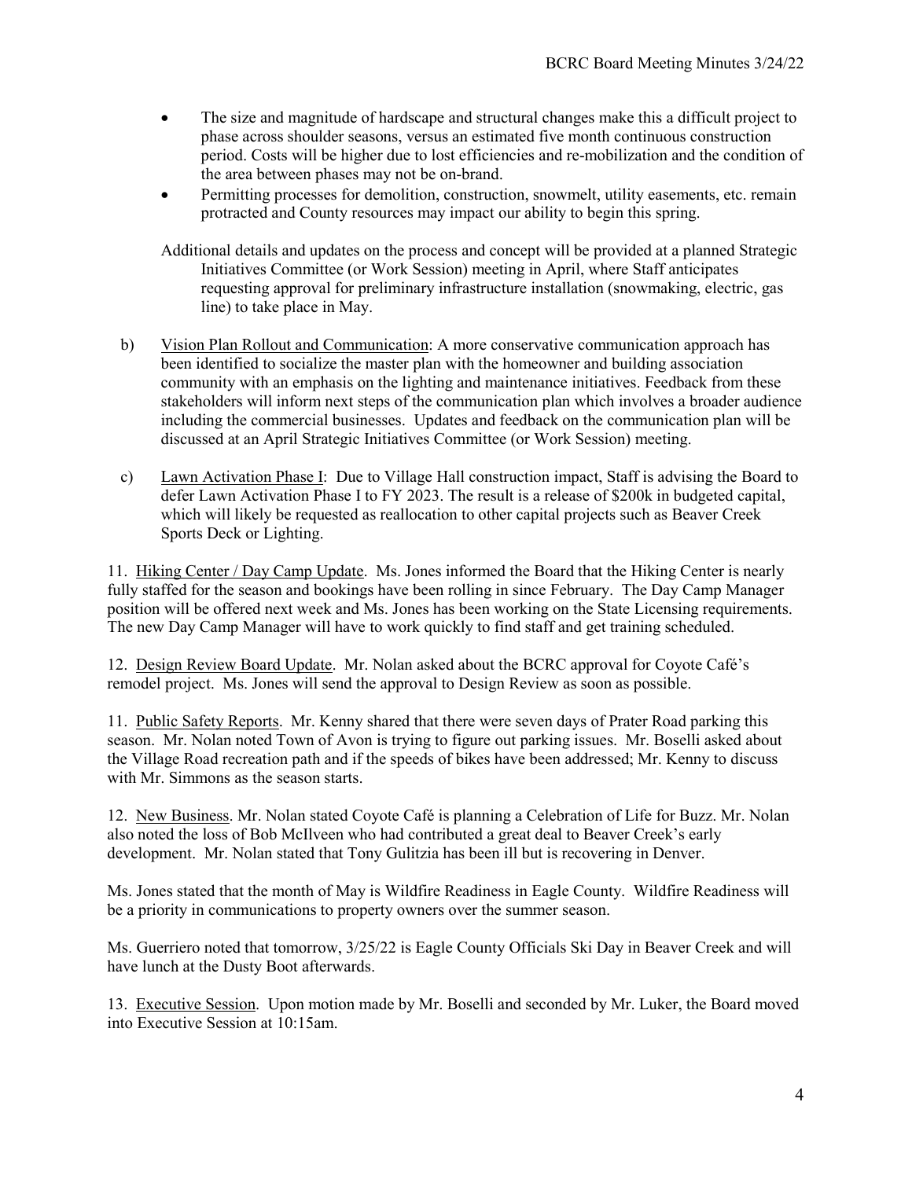- The size and magnitude of hardscape and structural changes make this a difficult project to phase across shoulder seasons, versus an estimated five month continuous construction period. Costs will be higher due to lost efficiencies and re-mobilization and the condition of the area between phases may not be on-brand.
- Permitting processes for demolition, construction, snowmelt, utility easements, etc. remain protracted and County resources may impact our ability to begin this spring.

Additional details and updates on the process and concept will be provided at a planned Strategic Initiatives Committee (or Work Session) meeting in April, where Staff anticipates requesting approval for preliminary infrastructure installation (snowmaking, electric, gas line) to take place in May.

b) Vision Plan Rollout and Communication: A more conservative communication approach has been identified to socialize the master plan with the homeowner and building association community with an emphasis on the lighting and maintenance initiatives. Feedback from these stakeholders will inform next steps of the communication plan which involves a broader audience including the commercial businesses. Updates and feedback on the communication plan will be discussed at an April Strategic Initiatives Committee (or Work Session) meeting.

c) Lawn Activation Phase I: Due to Village Hall construction impact, Staff is advising the Board to defer Lawn Activation Phase I to FY 2023. The result is a release of $200k in budgeted capital, which will likely be requested as reallocation to other capital projects such as Beaver Creek Sports Deck or Lighting.

11. Hiking Center / Day Camp Update. Ms. Jones informed the Board that the Hiking Center is nearly fully staffed for the season and bookings have been rolling in since February. The Day Camp Manager position will be offered next week and Ms. Jones has been working on the State Licensing requirements. The new Day Camp Manager will have to work quickly to find staff and get training scheduled.

12. Design Review Board Update. Mr. Nolan asked about the BCRC approval for Coyote Café's remodel project. Ms. Jones will send the approval to Design Review as soon as possible.

11. Public Safety Reports. Mr. Kenny shared that there were seven days of Prater Road parking this season. Mr. Nolan noted Town of Avon is trying to figure out parking issues. Mr. Boselli asked about the Village Road recreation path and if the speeds of bikes have been addressed; Mr. Kenny to discuss with Mr. Simmons as the season starts.

12. New Business. Mr. Nolan stated Coyote Café is planning a Celebration of Life for Buzz. Mr. Nolan also noted the loss of Bob McIlveen who had contributed a great deal to Beaver Creek's early development. Mr. Nolan stated that Tony Gulitzia has been ill but is recovering in Denver.

Ms. Jones stated that the month of May is Wildfire Readiness in Eagle County. Wildfire Readiness will be a priority in communications to property owners over the summer season.

Ms. Guerriero noted that tomorrow, 3/25/22 is Eagle County Officials Ski Day in Beaver Creek and will have lunch at the Dusty Boot afterwards.

13. Executive Session. Upon motion made by Mr. Boselli and seconded by Mr. Luker, the Board moved into Executive Session at 10:15am.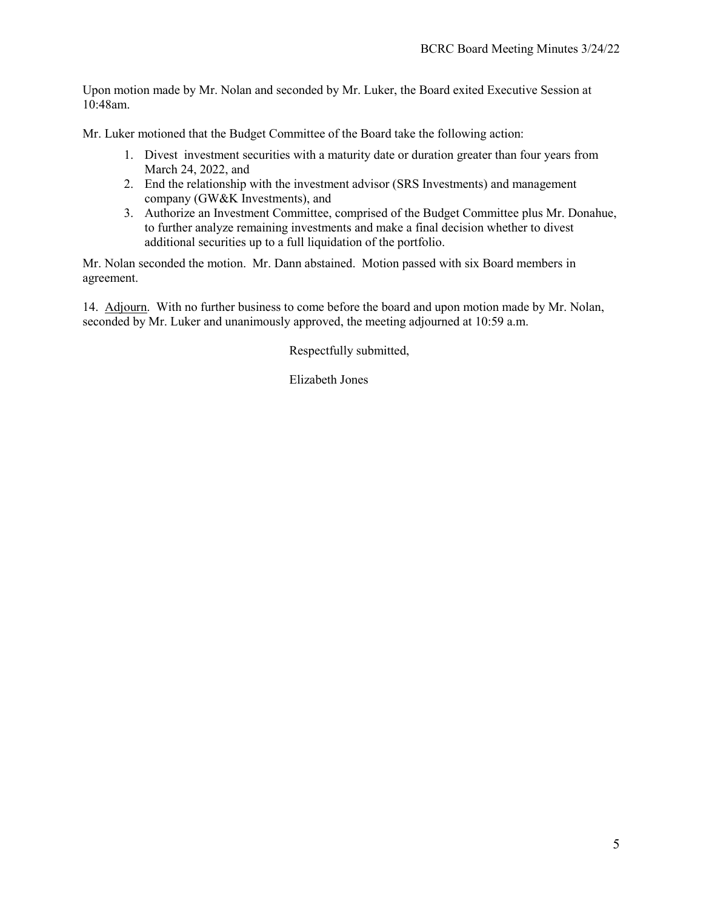Upon motion made by Mr. Nolan and seconded by Mr. Luker, the Board exited Executive Session at 10:48am.

Mr. Luker motioned that the Budget Committee of the Board take the following action:

1. Divest investment securities with a maturity date or duration greater than four years from March 24, 2022, and
2. End the relationship with the investment advisor (SRS Investments) and management company (GW&K Investments), and
3. Authorize an Investment Committee, comprised of the Budget Committee plus Mr. Donahue, to further analyze remaining investments and make a final decision whether to divest additional securities up to a full liquidation of the portfolio.

Mr. Nolan seconded the motion. Mr. Dann abstained. Motion passed with six Board members in agreement.

14. Adjourn. With no further business to come before the board and upon motion made by Mr. Nolan, seconded by Mr. Luker and unanimously approved, the meeting adjourned at 10:59 a.m.

Respectfully submitted,

Elizabeth Jones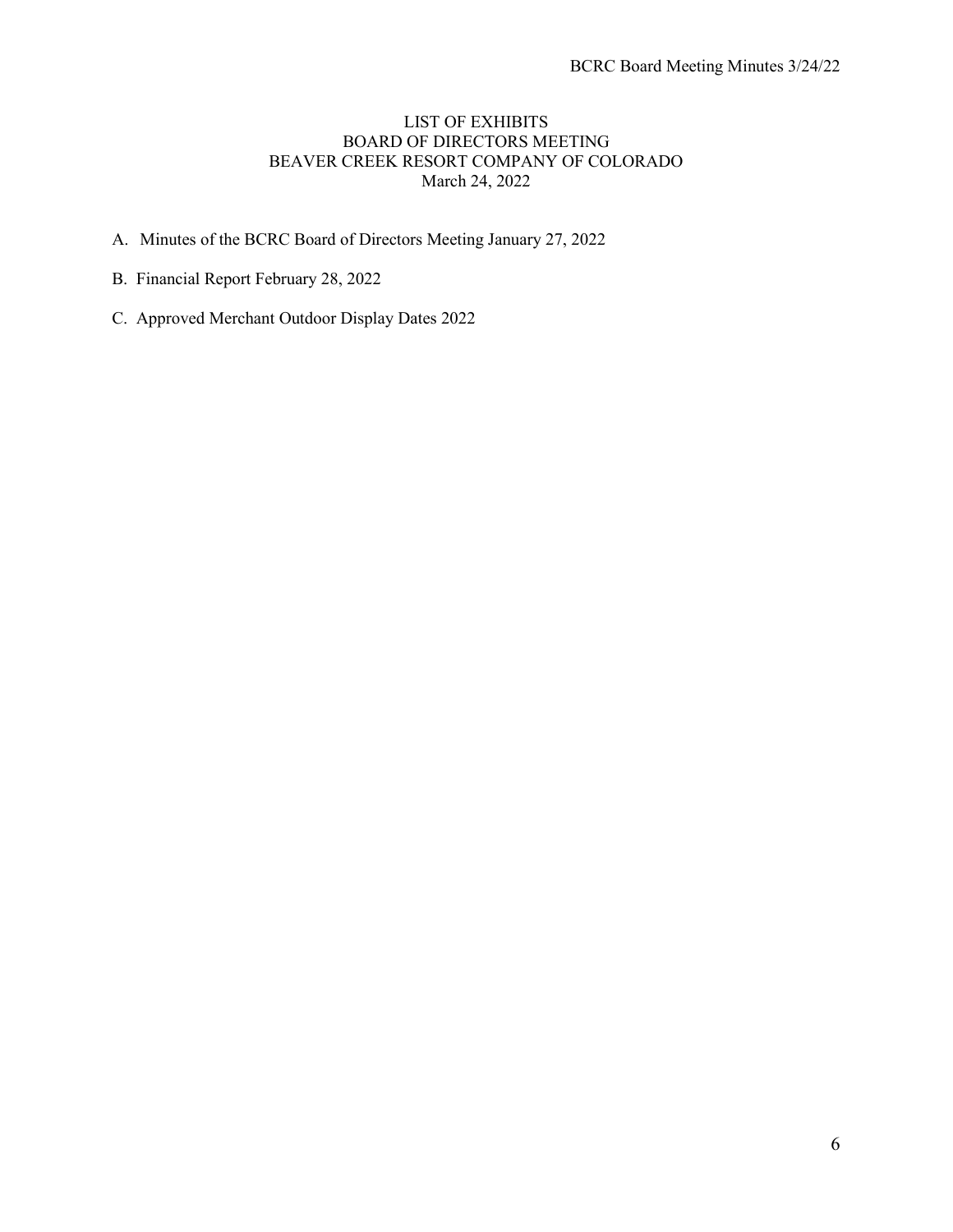# LIST OF EXHIBITS
## BOARD OF DIRECTORS MEETING
## BEAVER CREEK RESORT COMPANY OF COLORADO
## March 24, 2022

A. Minutes of the BCRC Board of Directors Meeting January 27, 2022

B. Financial Report February 28, 2022

C. Approved Merchant Outdoor Display Dates 2022